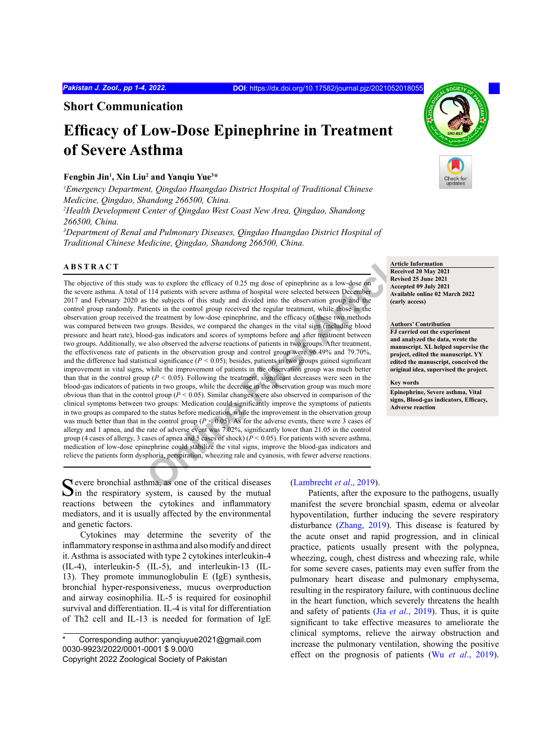**Short Communication**

# Efficacy of Low-Dose Epinephrine in Treatment of Severe Asthma

**Fengbin Jin[1], Xin Liu[2] and Yanqiu Yue[3]***

[1]*Emergency Department, Qingdao Huangdao District Hospital of Traditional Chinese Medicine, Qingdao, Shandong 266500, China.*
[2]*Health Development Center of Qingdao West Coast New Area, Qingdao, Shandong 266500, China.*
[3]*Department of Renal and Pulmonary Diseases, Qingdao Huangdao District Hospital of Traditional Chinese Medicine, Qingdao, Shandong 266500, China.*

## ABSTRACT

The objective of this study was to explore the efficacy of 0.25 mg dose of epinephrine as a low-dose on the severe asthma. A total of 114 patients with severe asthma of hospital were selected between December 2017 and February 2020 as the subjects of this study and divided into the observation group and the control group randomly. Patients in the control group received the regular treatment, while those in the observation group received the treatment by low-dose epinephrine, and the efficacy of these two methods was compared between two groups. Besides, we compared the changes in the vital sign (including blood pressure and heart rate), blood-gas indicators and scores of symptoms before and after treatment between two groups. Additionally, we also observed the adverse reactions of patients in two groups. After treatment, the effectiveness rate of patients in the observation group and control group were 96.49% and 79.70%, and the difference had statistical significance ($P < 0.05$); besides, patients in two groups gained significant improvement in vital signs, while the improvement of patients in the observation group was much better than that in the control group ($P < 0.05$). Following the treatment, significant decreases were seen in the blood-gas indicators of patients in two groups, while the decrease in the observation group was much more obvious than that in the control group ($P < 0.05$). Similar changes were also observed in comparison of the clinical symptoms between two groups: Medication could significantly improve the symptoms of patients in two groups as compared to the status before medication, while the improvement in the observation group was much better than that in the control group ($P < 0.05$). As for the adverse events, there were 3 cases of allergy and 1 apnea, and the rate of adverse event was 7.02%, significantly lower than 21.05 in the control group (4 cases of allergy, 3 cases of apnea and 5 cases of shock) ($P < 0.05$). For patients with severe asthma, medication of low-dose epinephrine could stabilize the vital signs, improve the blood-gas indicators and relieve the patients form dysphoria, perspiration, wheezing rale and cyanosis, with fewer adverse reactions.

**Article Information**
**Received 20 May 2021**
**Revised 25 June 2021**
**Accepted 09 July 2021**
**Available online 02 March 2022 (early access)**

**Authors' Contribution**
**FJ carried out the experiment and analyzed the data, wrote the manuscript. XL helped supervise the project, edited the manuscript. YY edited the manuscript, conceived the original idea, supervised the project.**

**Key words**
**Epinephrine, Severe asthma, Vital signs, Blood-gas indicators, Efficacy, Adverse reaction**

Severe bronchial asthma, as one of the critical diseases in the respiratory system, is caused by the mutual reactions between the cytokines and inflammatory mediators, and it is usually affected by the environmental and genetic factors.

Cytokines may determine the severity of the inflammatory response in asthma and also modify and direct it. Asthma is associated with type 2 cytokines interleukin-4 (IL-4), interleukin-5 (IL-5), and interleukin-13 (IL-13). They promote immunoglobulin E (IgE) synthesis, bronchial hyper-responsiveness, mucus overproduction and airway eosinophilia. IL-5 is required for eosinophil survival and differentiation. IL-4 is vital for differentiation of Th2 cell and IL-13 is needed for formation of IgE (Lambrecht *et al*., 2019).

Patients, after the exposure to the pathogens, usually manifest the severe bronchial spasm, edema or alveolar hypoventilation, further inducing the severe respiratory disturbance (Zhang, 2019). This disease is featured by the acute onset and rapid progression, and in clinical practice, patients usually present with the polypnea, wheezing, cough, chest distress and wheezing rale, while for some severe cases, patients may even suffer from the pulmonary heart disease and pulmonary emphysema, resulting in the respiratory failure, with continuous decline in the heart function, which severely threatens the health and safety of patients (Jia *et al*., 2019). Thus, it is quite significant to take effective measures to ameliorate the clinical symptoms, relieve the airway obstruction and increase the pulmonary ventilation, showing the positive effect on the prognosis of patients (Wu *et al*., 2019).

\* Corresponding author: yanqiuyue2021@gmail.com
0030-9923/2022/0001-0001 $ 9.00/0
Copyright 2022 Zoological Society of Pakistan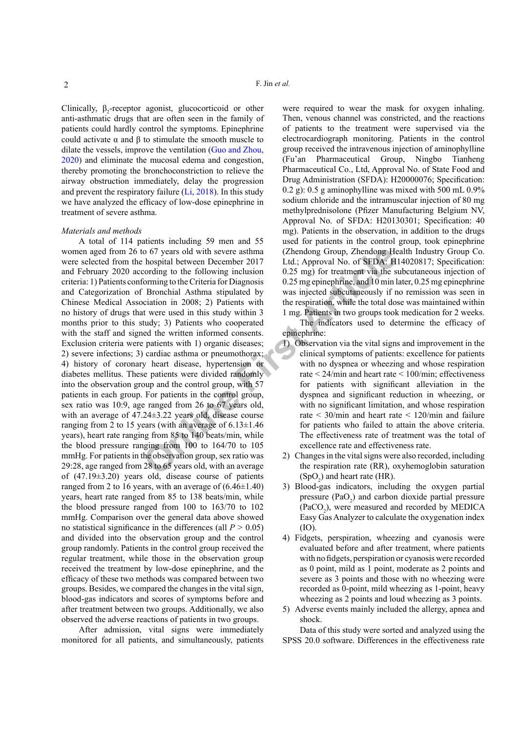Clinically, $\beta_2$-receptor agonist, glucocorticoid or other anti-asthmatic drugs that are often seen in the family of patients could hardly control the symptoms. Epinephrine could activate α and β to stimulate the smooth muscle to dilate the vessels, improve the ventilation (Guo and Zhou, 2020) and eliminate the mucosal edema and congestion, thereby promoting the bronchoconstriction to relieve the airway obstruction immediately, delay the progression and prevent the respiratory failure (Li, 2018). In this study we have analyzed the efficacy of low-dose epinephrine in treatment of severe asthma.

*Materials and methods*

A total of 114 patients including 59 men and 55 women aged from 26 to 67 years old with severe asthma were selected from the hospital between December 2017 and February 2020 according to the following inclusion criteria: 1) Patients conforming to the Criteria for Diagnosis and Categorization of Bronchial Asthma stipulated by Chinese Medical Association in 2008; 2) Patients with no history of drugs that were used in this study within 3 months prior to this study; 3) Patients who cooperated with the staff and signed the written informed consents. Exclusion criteria were patients with 1) organic diseases; 2) severe infections; 3) cardiac asthma or pneumothorax; 4) history of coronary heart disease, hypertension or diabetes mellitus. These patients were divided randomly into the observation group and the control group, with 57 patients in each group. For patients in the control group, sex ratio was 10:9, age ranged from 26 to 67 years old, with an average of 47.24±3.22 years old, disease course ranging from 2 to 15 years (with an average of 6.13±1.46 years), heart rate ranging from 85 to 140 beats/min, while the blood pressure ranging from 100 to 164/70 to 105 mmHg. For patients in the observation group, sex ratio was 29:28, age ranged from 28 to 65 years old, with an average of (47.19±3.20) years old, disease course of patients ranged from 2 to 16 years, with an average of (6.46±1.40) years, heart rate ranged from 85 to 138 beats/min, while the blood pressure ranged from 100 to 163/70 to 102 mmHg. Comparison over the general data above showed no statistical significance in the differences (all $P > 0.05$) and divided into the observation group and the control group randomly. Patients in the control group received the regular treatment, while those in the observation group received the treatment by low-dose epinephrine, and the efficacy of these two methods was compared between two groups. Besides, we compared the changes in the vital sign, blood-gas indicators and scores of symptoms before and after treatment between two groups. Additionally, we also observed the adverse reactions of patients in two groups.

After admission, vital signs were immediately monitored for all patients, and simultaneously, patients were required to wear the mask for oxygen inhaling. Then, venous channel was constricted, and the reactions of patients to the treatment were supervised via the electrocardiograph monitoring. Patients in the control group received the intravenous injection of aminophylline (Fu'an Pharmaceutical Group, Ningbo Tianheng Pharmaceutical Co., Ltd, Approval No. of State Food and Drug Administration (SFDA): H20000076; Specification: 0.2 g): 0.5 g aminophylline was mixed with 500 mL 0.9% sodium chloride and the intramuscular injection of 80 mg methylprednisolone (Pfizer Manufacturing Belgium NV, Approval No. of SFDA: H20130301; Specification: 40 mg). Patients in the observation, in addition to the drugs used for patients in the control group, took epinephrine (Zhendong Group, Zhendong Health Industry Group Co. Ltd.; Approval No. of SFDA: H14020817; Specification: 0.25 mg) for treatment via the subcutaneous injection of 0.25 mg epinephrine, and 10 min later, 0.25 mg epinephrine was injected subcutaneously if no remission was seen in the respiration, while the total dose was maintained within 1 mg. Patients in two groups took medication for 2 weeks.

The indicators used to determine the efficacy of epinephrine:

1) Observation via the vital signs and improvement in the clinical symptoms of patients: excellence for patients with no dyspnea or wheezing and whose respiration rate < 24/min and heart rate < 100/min; effectiveness for patients with significant alleviation in the dyspnea and significant reduction in wheezing, or with no significant limitation, and whose respiration rate < 30/min and heart rate < 120/min and failure for patients who failed to attain the above criteria. The effectiveness rate of treatment was the total of excellence rate and effectiveness rate.
2) Changes in the vital signs were also recorded, including the respiration rate (RR), oxyhemoglobin saturation ($SpO_2$) and heart rate (HR).
3) Blood-gas indicators, including the oxygen partial pressure ($PaO_2$) and carbon dioxide partial pressure ($PaCO_2$), were measured and recorded by MEDICA Easy Gas Analyzer to calculate the oxygenation index (IO).
4) Fidgets, perspiration, wheezing and cyanosis were evaluated before and after treatment, where patients with no fidgets, perspiration or cyanosis were recorded as 0 point, mild as 1 point, moderate as 2 points and severe as 3 points and those with no wheezing were recorded as 0-point, mild wheezing as 1-point, heavy wheezing as 2 points and loud wheezing as 3 points.
5) Adverse events mainly included the allergy, apnea and shock.

Data of this study were sorted and analyzed using the SPSS 20.0 software. Differences in the effectiveness rate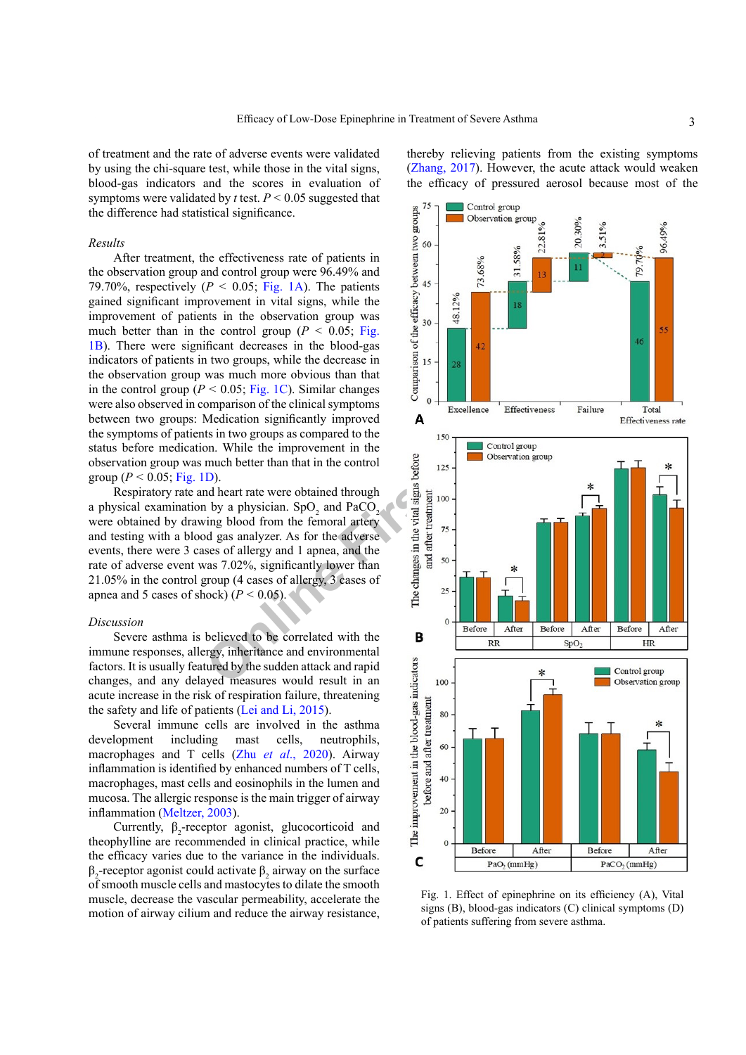of treatment and the rate of adverse events were validated by using the chi-square test, while those in the vital signs, blood-gas indicators and the scores in evaluation of symptoms were validated by *t* test. $P < 0.05$ suggested that the difference had statistical significance.

## *Results*

After treatment, the effectiveness rate of patients in the observation group and control group were 96.49% and 79.70%, respectively ($P < 0.05$; Fig. 1A). The patients gained significant improvement in vital signs, while the improvement of patients in the observation group was much better than in the control group ($P < 0.05$; Fig. 1B). There were significant decreases in the blood-gas indicators of patients in two groups, while the decrease in the observation group was much more obvious than that in the control group ($P < 0.05$; Fig. 1C). Similar changes were also observed in comparison of the clinical symptoms between two groups: Medication significantly improved the symptoms of patients in two groups as compared to the status before medication. While the improvement in the observation group was much better than that in the control group ($P < 0.05$; Fig. 1D).

Respiratory rate and heart rate were obtained through a physical examination by a physician. $SpO_2$ and $PaCO_2$ were obtained by drawing blood from the femoral artery and testing with a blood gas analyzer. As for the adverse events, there were 3 cases of allergy and 1 apnea, and the rate of adverse event was 7.02%, significantly lower than 21.05% in the control group (4 cases of allergy, 3 cases of apnea and 5 cases of shock) ($P < 0.05$).

## *Discussion*

Severe asthma is believed to be correlated with the immune responses, allergy, inheritance and environmental factors. It is usually featured by the sudden attack and rapid changes, and any delayed measures would result in an acute increase in the risk of respiration failure, threatening the safety and life of patients (Lei and Li, 2015).

Several immune cells are involved in the asthma development including mast cells, neutrophils, macrophages and T cells (Zhu *et al.*, 2020). Airway inflammation is identified by enhanced numbers of T cells, macrophages, mast cells and eosinophils in the lumen and mucosa. The allergic response is the main trigger of airway inflammation (Meltzer, 2003).

Currently, $\beta_2$-receptor agonist, glucocorticoid and theophylline are recommended in clinical practice, while the efficacy varies due to the variance in the individuals. $\beta_2$-receptor agonist could activate $\beta_2$ airway on the surface of smooth muscle cells and mastocytes to dilate the smooth muscle, decrease the vascular permeability, accelerate the motion of airway cilium and reduce the airway resistance, thereby relieving patients from the existing symptoms (Zhang, 2017). However, the acute attack would weaken the efficacy of pressured aerosol because most of the

Fig. 1. Effect of epinephrine on its efficiency (A), Vital signs (B), blood-gas indicators (C) clinical symptoms (D) of patients suffering from severe asthma.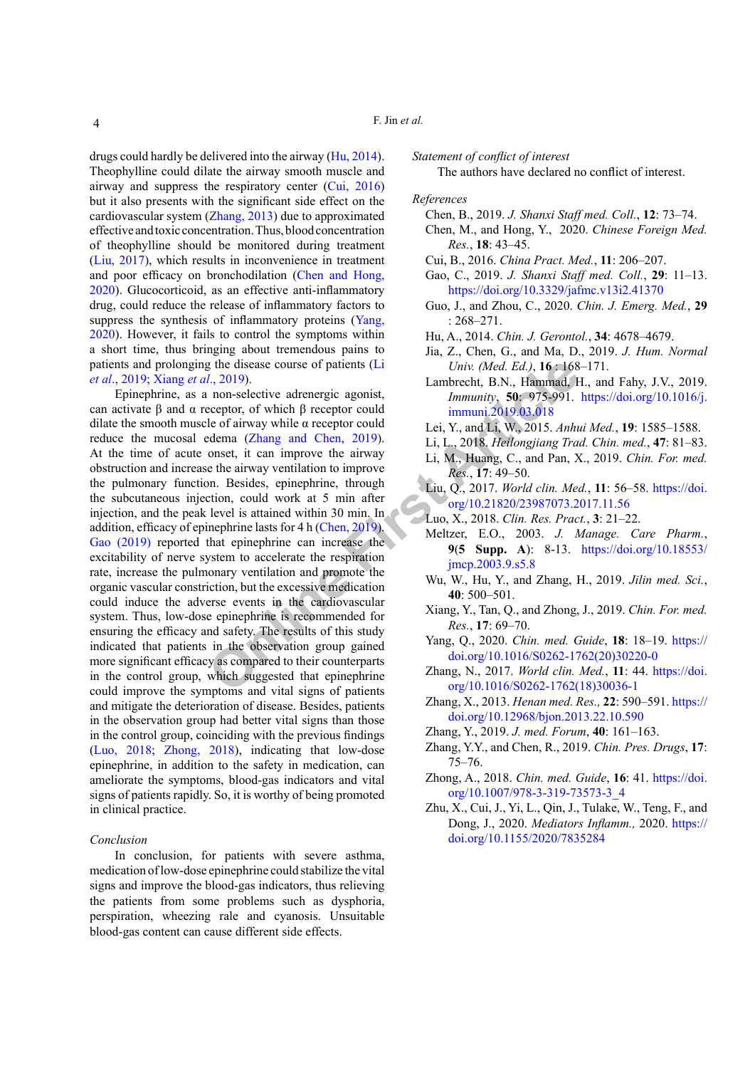drugs could hardly be delivered into the airway (Hu, 2014). Theophylline could dilate the airway smooth muscle and airway and suppress the respiratory center (Cui, 2016) but it also presents with the significant side effect on the cardiovascular system (Zhang, 2013) due to approximated effective and toxic concentration. Thus, blood concentration of theophylline should be monitored during treatment (Liu, 2017), which results in inconvenience in treatment and poor efficacy on bronchodilation (Chen and Hong, 2020). Glucocorticoid, as an effective anti-inflammatory drug, could reduce the release of inflammatory factors to suppress the synthesis of inflammatory proteins (Yang, 2020). However, it fails to control the symptoms within a short time, thus bringing about tremendous pains to patients and prolonging the disease course of patients (Li *et al*., 2019; Xiang *et al*., 2019).

Epinephrine, as a non-selective adrenergic agonist, can activate β and α receptor, of which β receptor could dilate the smooth muscle of airway while α receptor could reduce the mucosal edema (Zhang and Chen, 2019). At the time of acute onset, it can improve the airway obstruction and increase the airway ventilation to improve the pulmonary function. Besides, epinephrine, through the subcutaneous injection, could work at 5 min after injection, and the peak level is attained within 30 min. In addition, efficacy of epinephrine lasts for 4 h (Chen, 2019). Gao (2019) reported that epinephrine can increase the excitability of nerve system to accelerate the respiration rate, increase the pulmonary ventilation and promote the organic vascular constriction, but the excessive medication could induce the adverse events in the cardiovascular system. Thus, low-dose epinephrine is recommended for ensuring the efficacy and safety. The results of this study indicated that patients in the observation group gained more significant efficacy as compared to their counterparts in the control group, which suggested that epinephrine could improve the symptoms and vital signs of patients and mitigate the deterioration of disease. Besides, patients in the observation group had better vital signs than those in the control group, coinciding with the previous findings (Luo, 2018; Zhong, 2018), indicating that low-dose epinephrine, in addition to the safety in medication, can ameliorate the symptoms, blood-gas indicators and vital signs of patients rapidly. So, it is worthy of being promoted in clinical practice.

## Conclusion

In conclusion, for patients with severe asthma, medication of low-dose epinephrine could stabilize the vital signs and improve the blood-gas indicators, thus relieving the patients from some problems such as dysphoria, perspiration, wheezing rale and cyanosis. Unsuitable blood-gas content can cause different side effects.

## Statement of conflict of interest

The authors have declared no conflict of interest.

## References

Chen, B., 2019. *J. Shanxi Staff med. Coll.*, **12**: 73–74.

Chen, M., and Hong, Y., 2020. *Chinese Foreign Med. Res.*, **18**: 43–45.

Cui, B., 2016. *China Pract. Med.*, **11**: 206–207.

Gao, C., 2019. *J. Shanxi Staff med. Coll.*, **29**: 11–13. https://doi.org/10.3329/jafmc.v13i2.41370

Guo, J., and Zhou, C., 2020. *Chin. J. Emerg. Med.*, **29** : 268–271.

Hu, A., 2014. *Chin. J. Gerontol.*, **34**: 4678–4679.

Jia, Z., Chen, G., and Ma, D., 2019. *J. Hum. Normal Univ. (Med. Ed.)*, **16** : 168–171.

Lambrecht, B.N., Hammad, H., and Fahy, J.V., 2019. *Immunity*, **50**: 975-991. https://doi.org/10.1016/j.immuni.2019.03.018

Lei, Y., and Li, W., 2015. *Anhui Med.*, **19**: 1585–1588.

Li, L., 2018. *Heilongjiang Trad. Chin. med.*, **47**: 81–83.

Li, M., Huang, C., and Pan, X., 2019. *Chin. For. med. Res.*, **17**: 49–50.

Liu, Q., 2017. *World clin. Med.*, **11**: 56–58. https://doi.org/10.21820/23987073.2017.11.56

Luo, X., 2018. *Clin. Res. Pract.*, **3**: 21–22.

Meltzer, E.O., 2003. *J. Manage. Care Pharm.*, **9**(**5 Supp. A**): 8-13. https://doi.org/10.18553/jmcp.2003.9.s5.8

Wu, W., Hu, Y., and Zhang, H., 2019. *Jilin med. Sci.*, **40**: 500–501.

Xiang, Y., Tan, Q., and Zhong, J., 2019. *Chin. For. med. Res.*, **17**: 69–70.

Yang, Q., 2020. *Chin. med. Guide*, **18**: 18–19. https://doi.org/10.1016/S0262-1762(20)30220-0

Zhang, N., 2017. *World clin. Med.*, **11**: 44. https://doi.org/10.1016/S0262-1762(18)30036-1

Zhang, X., 2013. *Henan med. Res.,* **22**: 590–591. https://doi.org/10.12968/bjon.2013.22.10.590

Zhang, Y., 2019. *J. med. Forum*, **40**: 161–163.

Zhang, Y.Y., and Chen, R., 2019. *Chin. Pres. Drugs*, **17**: 75–76.

Zhong, A., 2018. *Chin. med. Guide*, **16**: 41. https://doi.org/10.1007/978-3-319-73573-3_4

Zhu, X., Cui, J., Yi, L., Qin, J., Tulake, W., Teng, F., and Dong, J., 2020. *Mediators Inflamm.,* 2020. https://doi.org/10.1155/2020/7835284